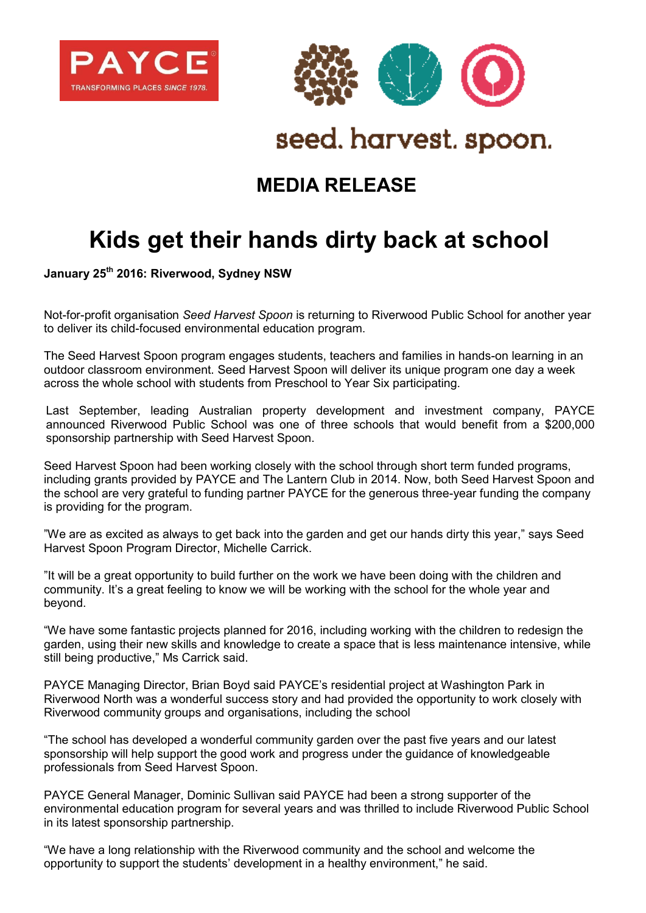PAYCE

TRANSFORMING PLACES SINCE 1978.

seed. harvest. spoon.

## MEDIA RELEASE

# Kids get their hands dirty back at school

**January 25th 2016: Riverwood, Sydney NSW**

Not-for-profit organisation *Seed Harvest Spoon* is returning to Riverwood Public School for another year to deliver its child-focused environmental education program.

The Seed Harvest Spoon program engages students, teachers and families in hands-on learning in an outdoor classroom environment. Seed Harvest Spoon will deliver its unique program one day a week across the whole school with students from Preschool to Year Six participating.

Last September, leading Australian property development and investment company, PAYCE announced Riverwood Public School was one of three schools that would benefit from a $200,000 sponsorship partnership with Seed Harvest Spoon.

Seed Harvest Spoon had been working closely with the school through short term funded programs, including grants provided by PAYCE and The Lantern Club in 2014. Now, both Seed Harvest Spoon and the school are very grateful to funding partner PAYCE for the generous three-year funding the company is providing for the program.

"We are as excited as always to get back into the garden and get our hands dirty this year," says Seed Harvest Spoon Program Director, Michelle Carrick.

"It will be a great opportunity to build further on the work we have been doing with the children and community. It's a great feeling to know we will be working with the school for the whole year and beyond.

"We have some fantastic projects planned for 2016, including working with the children to redesign the garden, using their new skills and knowledge to create a space that is less maintenance intensive, while still being productive," Ms Carrick said.

PAYCE Managing Director, Brian Boyd said PAYCE's residential project at Washington Park in Riverwood North was a wonderful success story and had provided the opportunity to work closely with Riverwood community groups and organisations, including the school

"The school has developed a wonderful community garden over the past five years and our latest sponsorship will help support the good work and progress under the guidance of knowledgeable professionals from Seed Harvest Spoon.

PAYCE General Manager, Dominic Sullivan said PAYCE had been a strong supporter of the environmental education program for several years and was thrilled to include Riverwood Public School in its latest sponsorship partnership.

"We have a long relationship with the Riverwood community and the school and welcome the opportunity to support the students' development in a healthy environment," he said.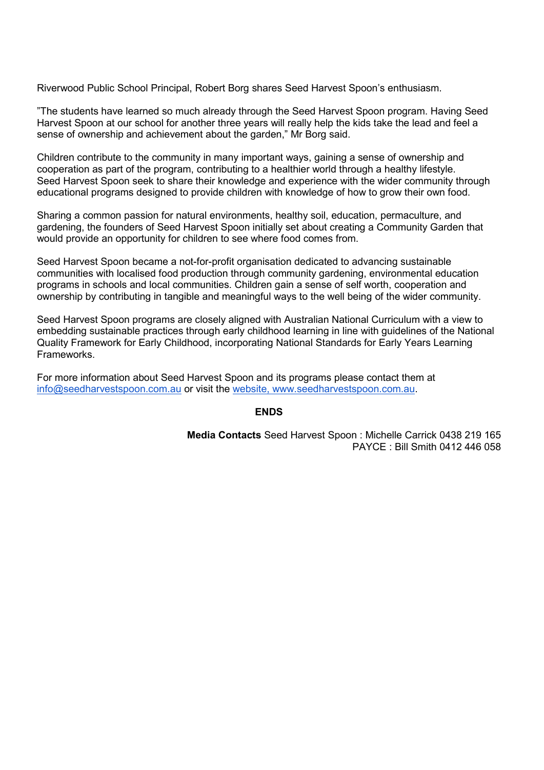Riverwood Public School Principal, Robert Borg shares Seed Harvest Spoon's enthusiasm.

"The students have learned so much already through the Seed Harvest Spoon program. Having Seed Harvest Spoon at our school for another three years will really help the kids take the lead and feel a sense of ownership and achievement about the garden," Mr Borg said.

Children contribute to the community in many important ways, gaining a sense of ownership and cooperation as part of the program, contributing to a healthier world through a healthy lifestyle. Seed Harvest Spoon seek to share their knowledge and experience with the wider community through educational programs designed to provide children with knowledge of how to grow their own food.

Sharing a common passion for natural environments, healthy soil, education, permaculture, and gardening, the founders of Seed Harvest Spoon initially set about creating a Community Garden that would provide an opportunity for children to see where food comes from.

Seed Harvest Spoon became a not-for-profit organisation dedicated to advancing sustainable communities with localised food production through community gardening, environmental education programs in schools and local communities. Children gain a sense of self worth, cooperation and ownership by contributing in tangible and meaningful ways to the well being of the wider community.

Seed Harvest Spoon programs are closely aligned with Australian National Curriculum with a view to embedding sustainable practices through early childhood learning in line with guidelines of the National Quality Framework for Early Childhood, incorporating National Standards for Early Years Learning Frameworks.

For more information about Seed Harvest Spoon and its programs please contact them at info@seedharvestspoon.com.au or visit the website, www.seedharvestspoon.com.au.

**ENDS**

**Media Contacts** Seed Harvest Spoon : Michelle Carrick 0438 219 165
PAYCE : Bill Smith 0412 446 058